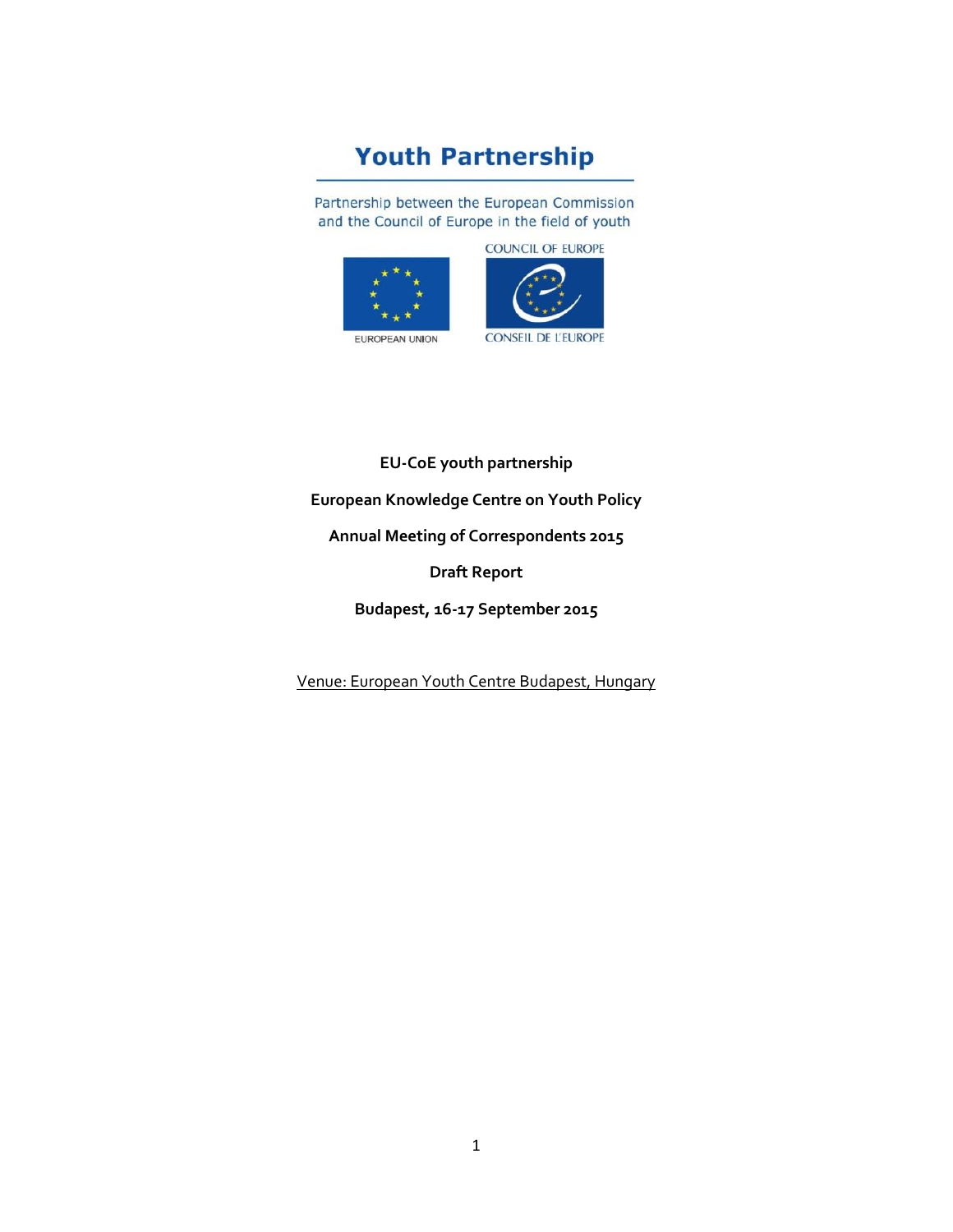# Youth Partnership

Partnership between the European Commission and the Council of Europe in the field of youth

COUNCIL OF EUROPE

EUROPEAN UNION

CONSEIL DE L'EUROPE

**EU-CoE youth partnership**

**European Knowledge Centre on Youth Policy**

**Annual Meeting of Correspondents 2015**

**Draft Report**

**Budapest, 16-17 September 2015**

Venue: European Youth Centre Budapest, Hungary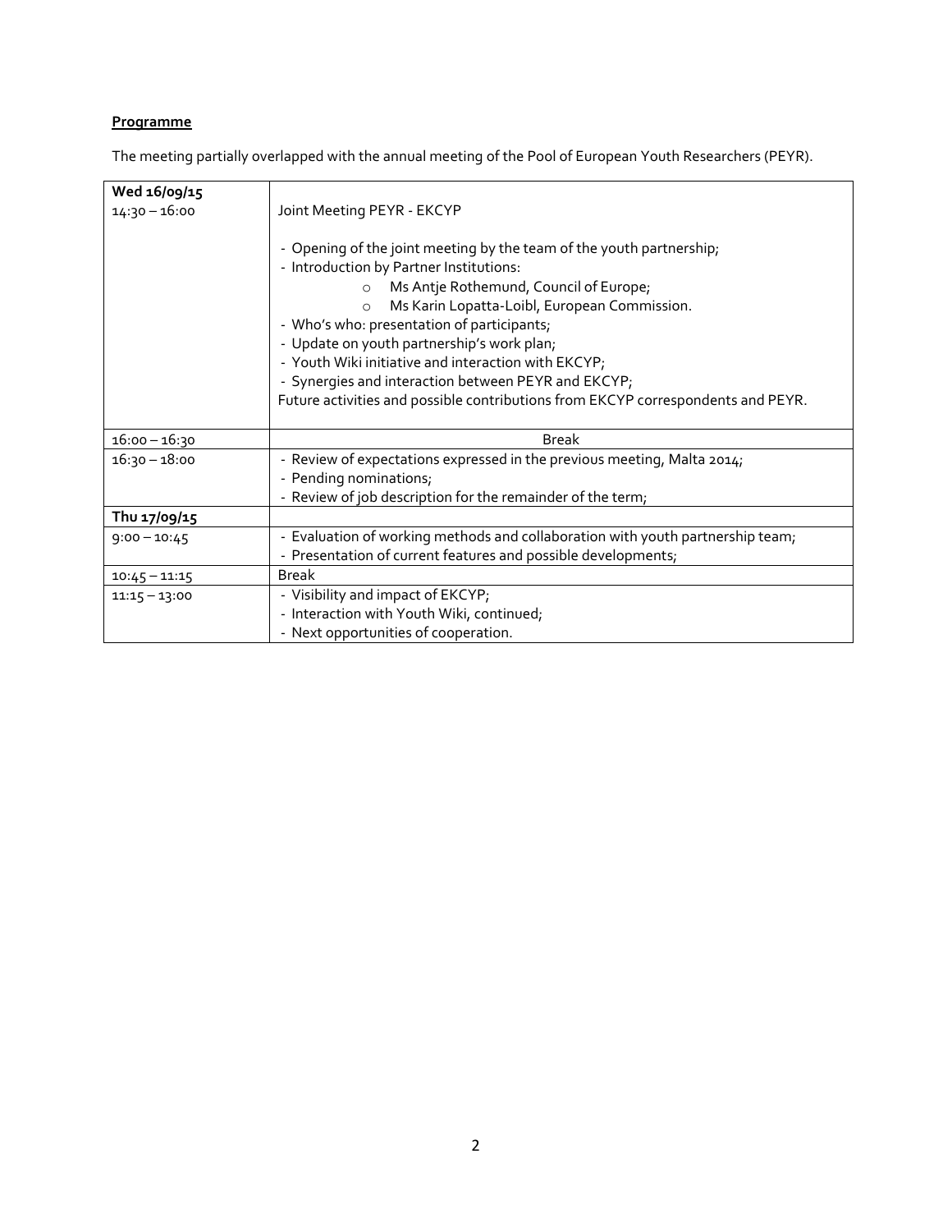**Programme**

The meeting partially overlapped with the annual meeting of the Pool of European Youth Researchers (PEYR).

| | |
|---|---|
| **Wed 16/09/15** | |
| 14:30 – 16:00 | Joint Meeting PEYR - EKCYP<br><br>- Opening of the joint meeting by the team of the youth partnership;<br>- Introduction by Partner Institutions:<br>  o Ms Antje Rothemund, Council of Europe;<br>  o Ms Karin Lopatta-Loibl, European Commission.<br>- Who's who: presentation of participants;<br>- Update on youth partnership's work plan;<br>- Youth Wiki initiative and interaction with EKCYP;<br>- Synergies and interaction between PEYR and EKCYP;<br>Future activities and possible contributions from EKCYP correspondents and PEYR. |
| 16:00 – 16:30 | Break |
| 16:30 – 18:00 | - Review of expectations expressed in the previous meeting, Malta 2014;<br>- Pending nominations;<br>- Review of job description for the remainder of the term; |
| **Thu 17/09/15** | |
| 9:00 – 10:45 | - Evaluation of working methods and collaboration with youth partnership team;<br>- Presentation of current features and possible developments; |
| 10:45 – 11:15 | Break |
| 11:15 – 13:00 | - Visibility and impact of EKCYP;<br>- Interaction with Youth Wiki, continued;<br>- Next opportunities of cooperation. |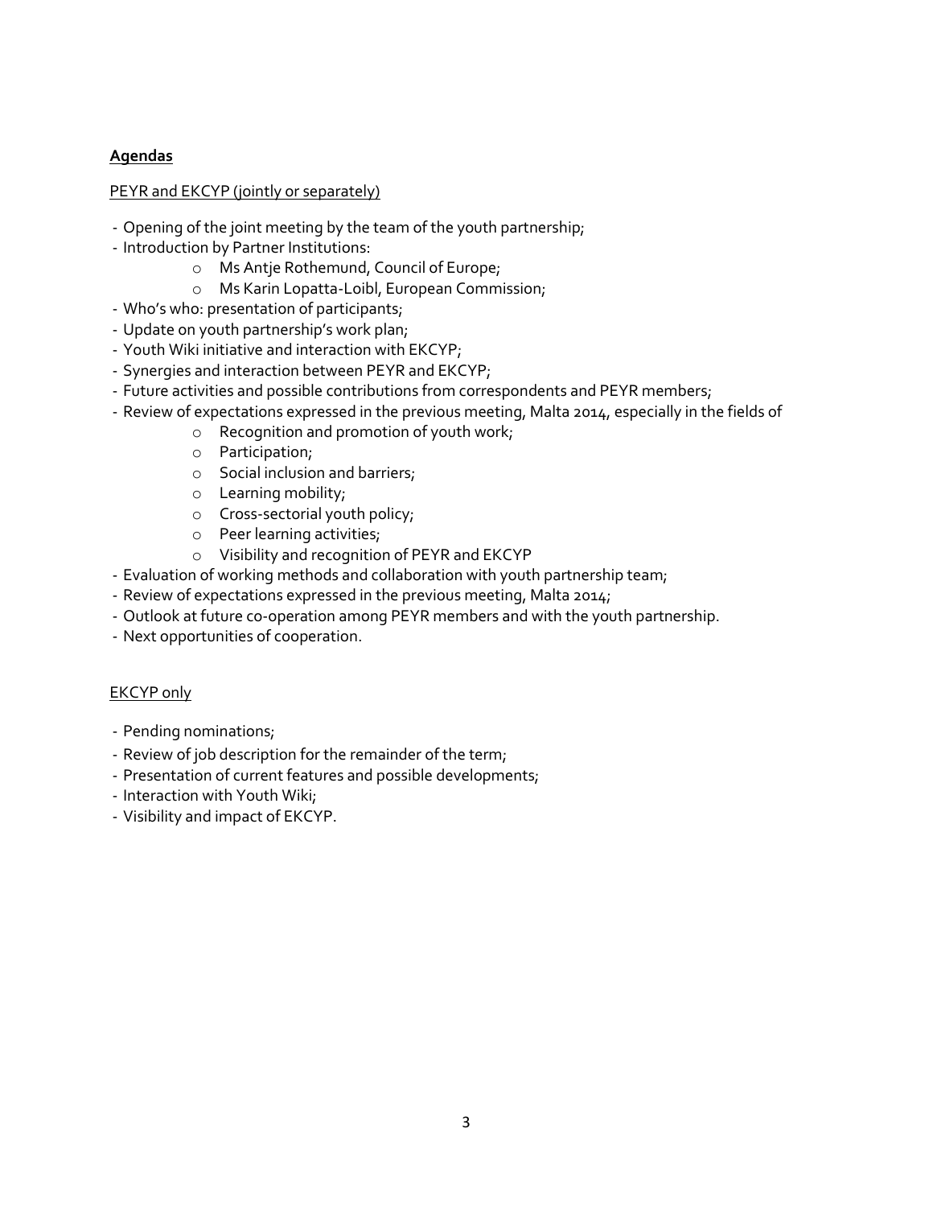**Agendas**

PEYR and EKCYP (jointly or separately)

- Opening of the joint meeting by the team of the youth partnership;
- Introduction by Partner Institutions:
    - Ms Antje Rothemund, Council of Europe;
    - Ms Karin Lopatta-Loibl, European Commission;
- Who's who: presentation of participants;
- Update on youth partnership's work plan;
- Youth Wiki initiative and interaction with EKCYP;
- Synergies and interaction between PEYR and EKCYP;
- Future activities and possible contributions from correspondents and PEYR members;
- Review of expectations expressed in the previous meeting, Malta 2014, especially in the fields of
    - Recognition and promotion of youth work;
    - Participation;
    - Social inclusion and barriers;
    - Learning mobility;
    - Cross-sectorial youth policy;
    - Peer learning activities;
    - Visibility and recognition of PEYR and EKCYP
- Evaluation of working methods and collaboration with youth partnership team;
- Review of expectations expressed in the previous meeting, Malta 2014;
- Outlook at future co-operation among PEYR members and with the youth partnership.
- Next opportunities of cooperation.

EKCYP only

- Pending nominations;
- Review of job description for the remainder of the term;
- Presentation of current features and possible developments;
- Interaction with Youth Wiki;
- Visibility and impact of EKCYP.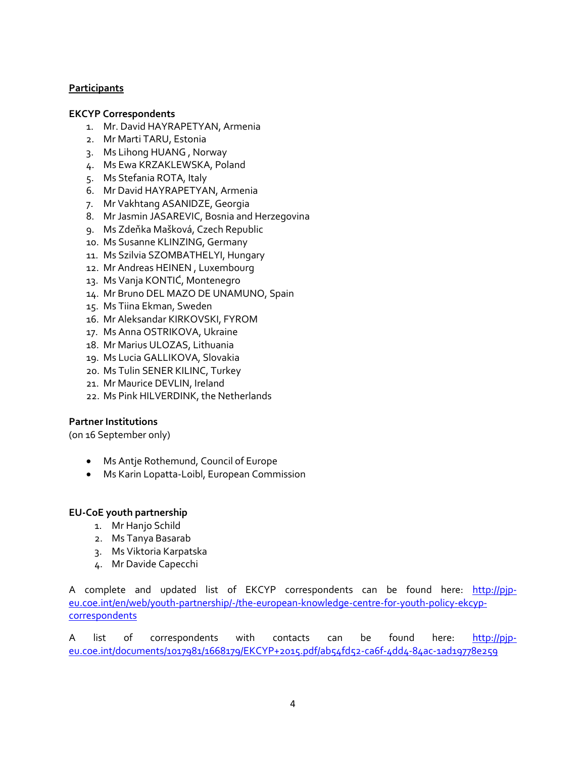**Participants**

**EKCYP Correspondents**

1. Mr. David HAYRAPETYAN, Armenia
2. Mr Marti TARU, Estonia
3. Ms Lihong HUANG , Norway
4. Ms Ewa KRZAKLEWSKA, Poland
5. Ms Stefania ROTA, Italy
6. Mr David HAYRAPETYAN, Armenia
7. Mr Vakhtang ASANIDZE, Georgia
8. Mr Jasmin JASAREVIC, Bosnia and Herzegovina
9. Ms Zdeňka Mašková, Czech Republic
10. Ms Susanne KLINZING, Germany
11. Ms Szilvia SZOMBATHELYI, Hungary
12. Mr Andreas HEINEN , Luxembourg
13. Ms Vanja KONTIĆ, Montenegro
14. Mr Bruno DEL MAZO DE UNAMUNO, Spain
15. Ms Tiina Ekman, Sweden
16. Mr Aleksandar KIRKOVSKI, FYROM
17. Ms Anna OSTRIKOVA, Ukraine
18. Mr Marius ULOZAS, Lithuania
19. Ms Lucia GALLIKOVA, Slovakia
20. Ms Tulin SENER KILINC, Turkey
21. Mr Maurice DEVLIN, Ireland
22. Ms Pink HILVERDINK, the Netherlands

**Partner Institutions**
(on 16 September only)

- Ms Antje Rothemund, Council of Europe
- Ms Karin Lopatta-Loibl, European Commission

**EU-CoE youth partnership**

1. Mr Hanjo Schild
2. Ms Tanya Basarab
3. Ms Viktoria Karpatska
4. Mr Davide Capecchi

A complete and updated list of EKCYP correspondents can be found here: http://pjp-eu.coe.int/en/web/youth-partnership/-/the-european-knowledge-centre-for-youth-policy-ekcyp-correspondents

A list of correspondents with contacts can be found here: http://pjp-eu.coe.int/documents/1017981/1668179/EKCYP+2015.pdf/ab54fd52-ca6f-4dd4-84ac-1ad19778e259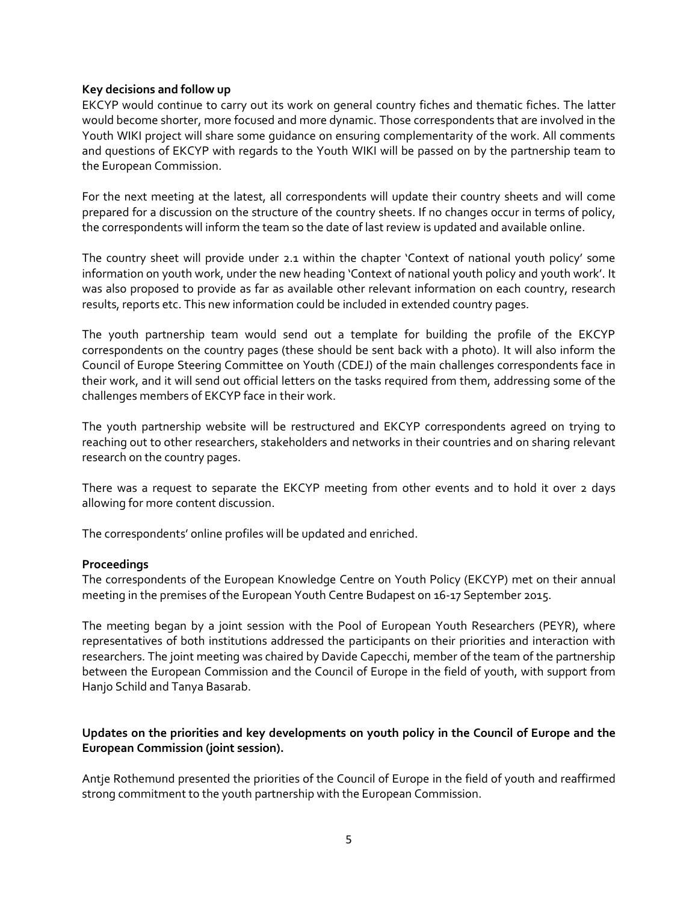**Key decisions and follow up**

EKCYP would continue to carry out its work on general country fiches and thematic fiches. The latter would become shorter, more focused and more dynamic. Those correspondents that are involved in the Youth WIKI project will share some guidance on ensuring complementarity of the work. All comments and questions of EKCYP with regards to the Youth WIKI will be passed on by the partnership team to the European Commission.

For the next meeting at the latest, all correspondents will update their country sheets and will come prepared for a discussion on the structure of the country sheets. If no changes occur in terms of policy, the correspondents will inform the team so the date of last review is updated and available online.

The country sheet will provide under 2.1 within the chapter 'Context of national youth policy' some information on youth work, under the new heading 'Context of national youth policy and youth work'. It was also proposed to provide as far as available other relevant information on each country, research results, reports etc. This new information could be included in extended country pages.

The youth partnership team would send out a template for building the profile of the EKCYP correspondents on the country pages (these should be sent back with a photo). It will also inform the Council of Europe Steering Committee on Youth (CDEJ) of the main challenges correspondents face in their work, and it will send out official letters on the tasks required from them, addressing some of the challenges members of EKCYP face in their work.

The youth partnership website will be restructured and EKCYP correspondents agreed on trying to reaching out to other researchers, stakeholders and networks in their countries and on sharing relevant research on the country pages.

There was a request to separate the EKCYP meeting from other events and to hold it over 2 days allowing for more content discussion.

The correspondents' online profiles will be updated and enriched.

**Proceedings**

The correspondents of the European Knowledge Centre on Youth Policy (EKCYP) met on their annual meeting in the premises of the European Youth Centre Budapest on 16-17 September 2015.

The meeting began by a joint session with the Pool of European Youth Researchers (PEYR), where representatives of both institutions addressed the participants on their priorities and interaction with researchers. The joint meeting was chaired by Davide Capecchi, member of the team of the partnership between the European Commission and the Council of Europe in the field of youth, with support from Hanjo Schild and Tanya Basarab.

**Updates on the priorities and key developments on youth policy in the Council of Europe and the European Commission (joint session).**

Antje Rothemund presented the priorities of the Council of Europe in the field of youth and reaffirmed strong commitment to the youth partnership with the European Commission.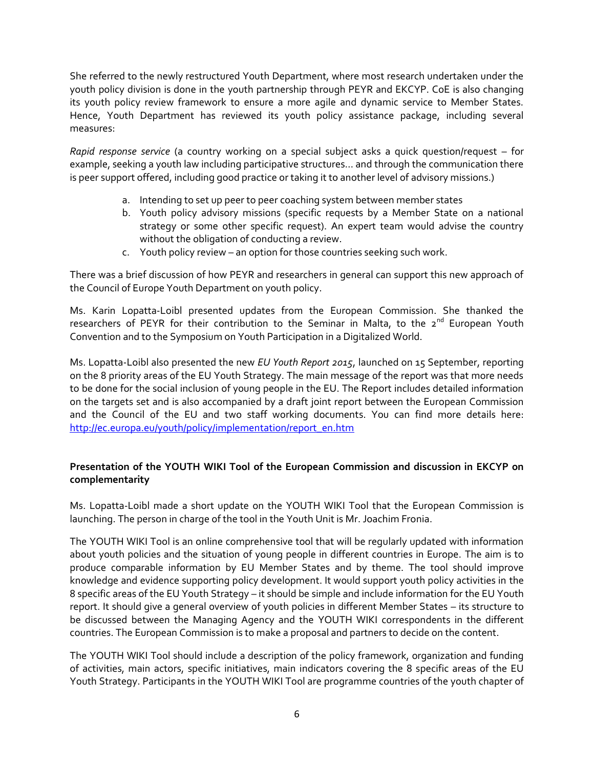She referred to the newly restructured Youth Department, where most research undertaken under the youth policy division is done in the youth partnership through PEYR and EKCYP. CoE is also changing its youth policy review framework to ensure a more agile and dynamic service to Member States. Hence, Youth Department has reviewed its youth policy assistance package, including several measures:

*Rapid response service* (a country working on a special subject asks a quick question/request – for example, seeking a youth law including participative structures... and through the communication there is peer support offered, including good practice or taking it to another level of advisory missions.)

a. Intending to set up peer to peer coaching system between member states
b. Youth policy advisory missions (specific requests by a Member State on a national strategy or some other specific request). An expert team would advise the country without the obligation of conducting a review.
c. Youth policy review – an option for those countries seeking such work.

There was a brief discussion of how PEYR and researchers in general can support this new approach of the Council of Europe Youth Department on youth policy.

Ms. Karin Lopatta-Loibl presented updates from the European Commission. She thanked the researchers of PEYR for their contribution to the Seminar in Malta, to the 2nd European Youth Convention and to the Symposium on Youth Participation in a Digitalized World.

Ms. Lopatta-Loibl also presented the new *EU Youth Report 2015*, launched on 15 September, reporting on the 8 priority areas of the EU Youth Strategy. The main message of the report was that more needs to be done for the social inclusion of young people in the EU. The Report includes detailed information on the targets set and is also accompanied by a draft joint report between the European Commission and the Council of the EU and two staff working documents. You can find more details here: http://ec.europa.eu/youth/policy/implementation/report_en.htm

**Presentation of the YOUTH WIKI Tool of the European Commission and discussion in EKCYP on complementarity**

Ms. Lopatta-Loibl made a short update on the YOUTH WIKI Tool that the European Commission is launching. The person in charge of the tool in the Youth Unit is Mr. Joachim Fronia.

The YOUTH WIKI Tool is an online comprehensive tool that will be regularly updated with information about youth policies and the situation of young people in different countries in Europe. The aim is to produce comparable information by EU Member States and by theme. The tool should improve knowledge and evidence supporting policy development. It would support youth policy activities in the 8 specific areas of the EU Youth Strategy – it should be simple and include information for the EU Youth report. It should give a general overview of youth policies in different Member States – its structure to be discussed between the Managing Agency and the YOUTH WIKI correspondents in the different countries. The European Commission is to make a proposal and partners to decide on the content.

The YOUTH WIKI Tool should include a description of the policy framework, organization and funding of activities, main actors, specific initiatives, main indicators covering the 8 specific areas of the EU Youth Strategy. Participants in the YOUTH WIKI Tool are programme countries of the youth chapter of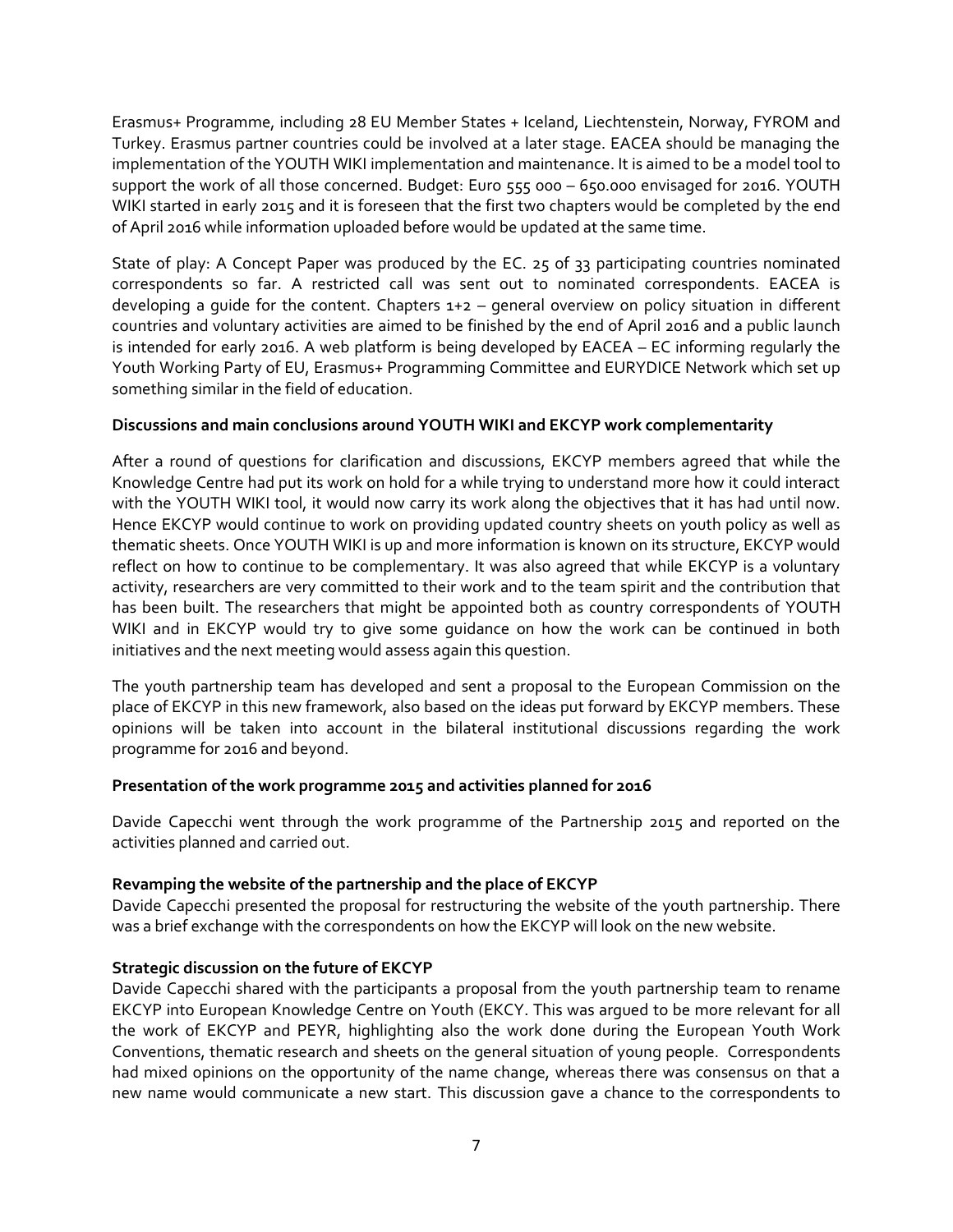Erasmus+ Programme, including 28 EU Member States + Iceland, Liechtenstein, Norway, FYROM and Turkey. Erasmus partner countries could be involved at a later stage. EACEA should be managing the implementation of the YOUTH WIKI implementation and maintenance. It is aimed to be a model tool to support the work of all those concerned. Budget: Euro 555 000 – 650.000 envisaged for 2016. YOUTH WIKI started in early 2015 and it is foreseen that the first two chapters would be completed by the end of April 2016 while information uploaded before would be updated at the same time.

State of play: A Concept Paper was produced by the EC. 25 of 33 participating countries nominated correspondents so far. A restricted call was sent out to nominated correspondents. EACEA is developing a guide for the content. Chapters 1+2 – general overview on policy situation in different countries and voluntary activities are aimed to be finished by the end of April 2016 and a public launch is intended for early 2016. A web platform is being developed by EACEA – EC informing regularly the Youth Working Party of EU, Erasmus+ Programming Committee and EURYDICE Network which set up something similar in the field of education.

**Discussions and main conclusions around YOUTH WIKI and EKCYP work complementarity**

After a round of questions for clarification and discussions, EKCYP members agreed that while the Knowledge Centre had put its work on hold for a while trying to understand more how it could interact with the YOUTH WIKI tool, it would now carry its work along the objectives that it has had until now. Hence EKCYP would continue to work on providing updated country sheets on youth policy as well as thematic sheets. Once YOUTH WIKI is up and more information is known on its structure, EKCYP would reflect on how to continue to be complementary. It was also agreed that while EKCYP is a voluntary activity, researchers are very committed to their work and to the team spirit and the contribution that has been built. The researchers that might be appointed both as country correspondents of YOUTH WIKI and in EKCYP would try to give some guidance on how the work can be continued in both initiatives and the next meeting would assess again this question.

The youth partnership team has developed and sent a proposal to the European Commission on the place of EKCYP in this new framework, also based on the ideas put forward by EKCYP members. These opinions will be taken into account in the bilateral institutional discussions regarding the work programme for 2016 and beyond.

**Presentation of the work programme 2015 and activities planned for 2016**

Davide Capecchi went through the work programme of the Partnership 2015 and reported on the activities planned and carried out.

**Revamping the website of the partnership and the place of EKCYP**

Davide Capecchi presented the proposal for restructuring the website of the youth partnership. There was a brief exchange with the correspondents on how the EKCYP will look on the new website.

**Strategic discussion on the future of EKCYP**

Davide Capecchi shared with the participants a proposal from the youth partnership team to rename EKCYP into European Knowledge Centre on Youth (EKCY. This was argued to be more relevant for all the work of EKCYP and PEYR, highlighting also the work done during the European Youth Work Conventions, thematic research and sheets on the general situation of young people. Correspondents had mixed opinions on the opportunity of the name change, whereas there was consensus on that a new name would communicate a new start. This discussion gave a chance to the correspondents to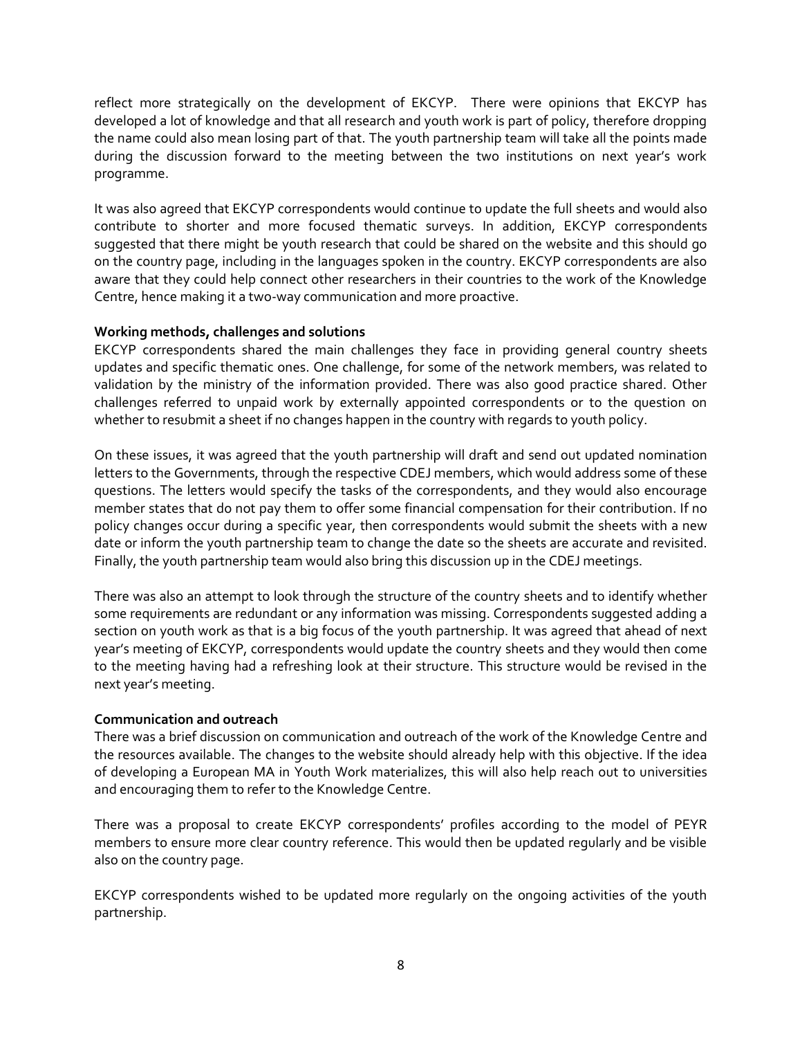reflect more strategically on the development of EKCYP. There were opinions that EKCYP has developed a lot of knowledge and that all research and youth work is part of policy, therefore dropping the name could also mean losing part of that. The youth partnership team will take all the points made during the discussion forward to the meeting between the two institutions on next year's work programme.

It was also agreed that EKCYP correspondents would continue to update the full sheets and would also contribute to shorter and more focused thematic surveys. In addition, EKCYP correspondents suggested that there might be youth research that could be shared on the website and this should go on the country page, including in the languages spoken in the country. EKCYP correspondents are also aware that they could help connect other researchers in their countries to the work of the Knowledge Centre, hence making it a two-way communication and more proactive.

**Working methods, challenges and solutions**

EKCYP correspondents shared the main challenges they face in providing general country sheets updates and specific thematic ones. One challenge, for some of the network members, was related to validation by the ministry of the information provided. There was also good practice shared. Other challenges referred to unpaid work by externally appointed correspondents or to the question on whether to resubmit a sheet if no changes happen in the country with regards to youth policy.

On these issues, it was agreed that the youth partnership will draft and send out updated nomination letters to the Governments, through the respective CDEJ members, which would address some of these questions. The letters would specify the tasks of the correspondents, and they would also encourage member states that do not pay them to offer some financial compensation for their contribution. If no policy changes occur during a specific year, then correspondents would submit the sheets with a new date or inform the youth partnership team to change the date so the sheets are accurate and revisited. Finally, the youth partnership team would also bring this discussion up in the CDEJ meetings.

There was also an attempt to look through the structure of the country sheets and to identify whether some requirements are redundant or any information was missing. Correspondents suggested adding a section on youth work as that is a big focus of the youth partnership. It was agreed that ahead of next year's meeting of EKCYP, correspondents would update the country sheets and they would then come to the meeting having had a refreshing look at their structure. This structure would be revised in the next year's meeting.

**Communication and outreach**

There was a brief discussion on communication and outreach of the work of the Knowledge Centre and the resources available. The changes to the website should already help with this objective. If the idea of developing a European MA in Youth Work materializes, this will also help reach out to universities and encouraging them to refer to the Knowledge Centre.

There was a proposal to create EKCYP correspondents' profiles according to the model of PEYR members to ensure more clear country reference. This would then be updated regularly and be visible also on the country page.

EKCYP correspondents wished to be updated more regularly on the ongoing activities of the youth partnership.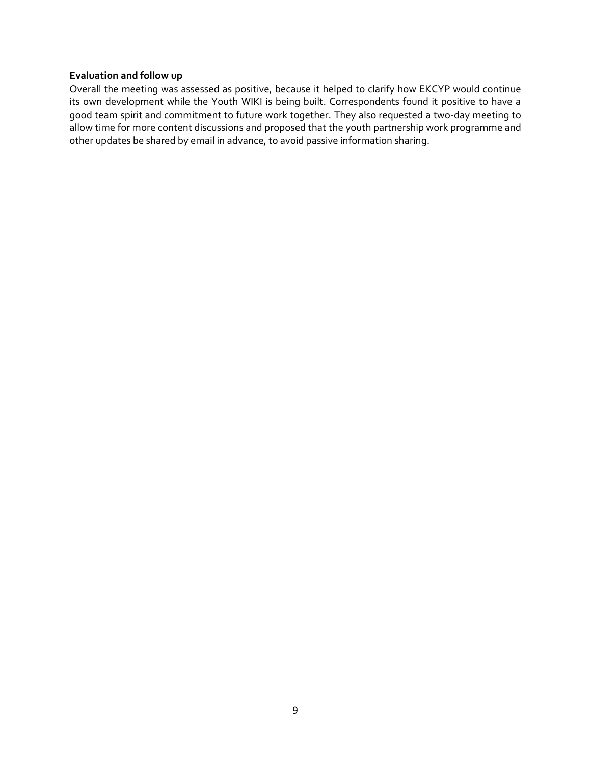**Evaluation and follow up**

Overall the meeting was assessed as positive, because it helped to clarify how EKCYP would continue its own development while the Youth WIKI is being built. Correspondents found it positive to have a good team spirit and commitment to future work together. They also requested a two-day meeting to allow time for more content discussions and proposed that the youth partnership work programme and other updates be shared by email in advance, to avoid passive information sharing.